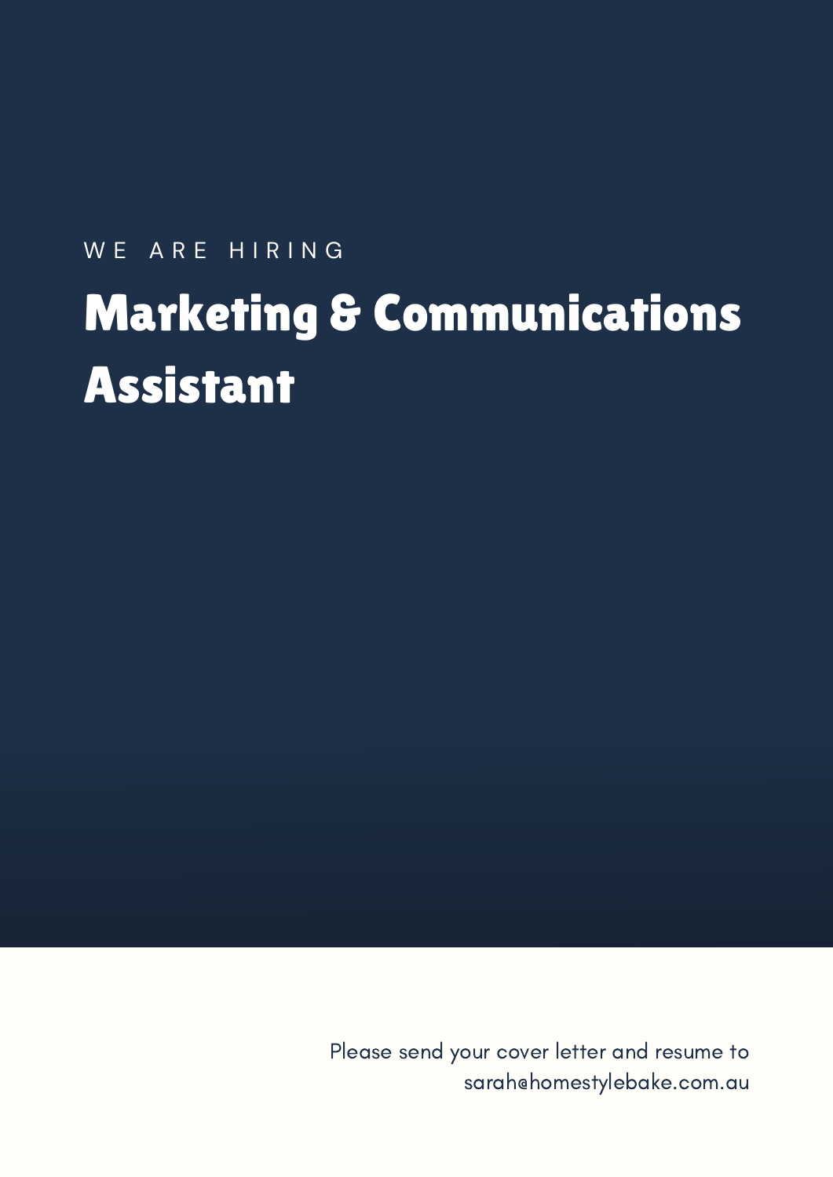WE ARE HIRING

# Marketing & Communications Assistant

Please send your cover letter and resume to sarah@homestylebake.com.au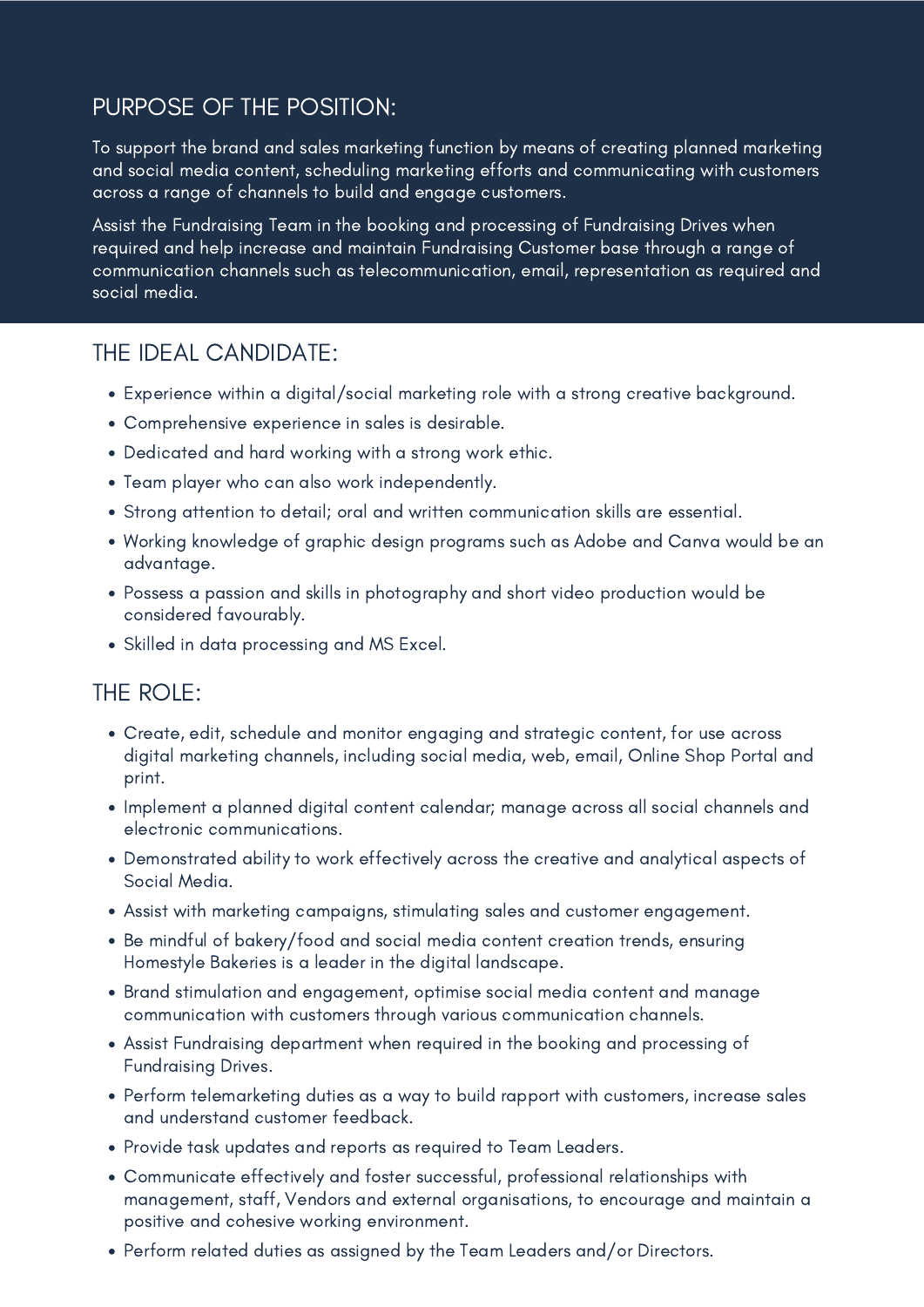## PURPOSE OF THE POSITION:

To support the brand and sales marketing function by means of creating planned marketing and social media content, scheduling marketing efforts and communicating with customers across a range of channels to build and engage customers.

Assist the Fundraising Team in the booking and processing of Fundraising Drives when required and help increase and maintain Fundraising Customer base through a range of communication channels such as telecommunication, email, representation as required and social media.

## THE IDEAL CANDIDATE:

- Experience within a digital/social marketing role with a strong creative background.
- Comprehensive experience in sales is desirable.
- Dedicated and hard working with a strong work ethic.
- Team player who can also work independently.
- Strong attention to detail; oral and written communication skills are essential.
- Working knowledge of graphic design programs such as Adobe and Canva would be an advantage.
- Possess a passion and skills in photography and short video production would be considered favourably.
- Skilled in data processing and MS Excel.

## THE ROLE:

- Create, edit, schedule and monitor engaging and strategic content, for use across digital marketing channels, including social media, web, email, Online Shop Portal and print.
- Implement a planned digital content calendar; manage across all social channels and electronic communications.
- Demonstrated ability to work effectively across the creative and analytical aspects of Social Media.
- Assist with marketing campaigns, stimulating sales and customer engagement.
- Be mindful of bakery/food and social media content creation trends, ensuring Homestyle Bakeries is a leader in the digital landscape.
- Brand stimulation and engagement, optimise social media content and manage communication with customers through various communication channels.
- Assist Fundraising department when required in the booking and processing of Fundraising Drives.
- Perform telemarketing duties as a way to build rapport with customers, increase sales and understand customer feedback.
- Provide task updates and reports as required to Team Leaders.
- Communicate effectively and foster successful, professional relationships with management, staff, Vendors and external organisations, to encourage and maintain a positive and cohesive working environment.
- Perform related duties as assigned by the Team Leaders and/or Directors.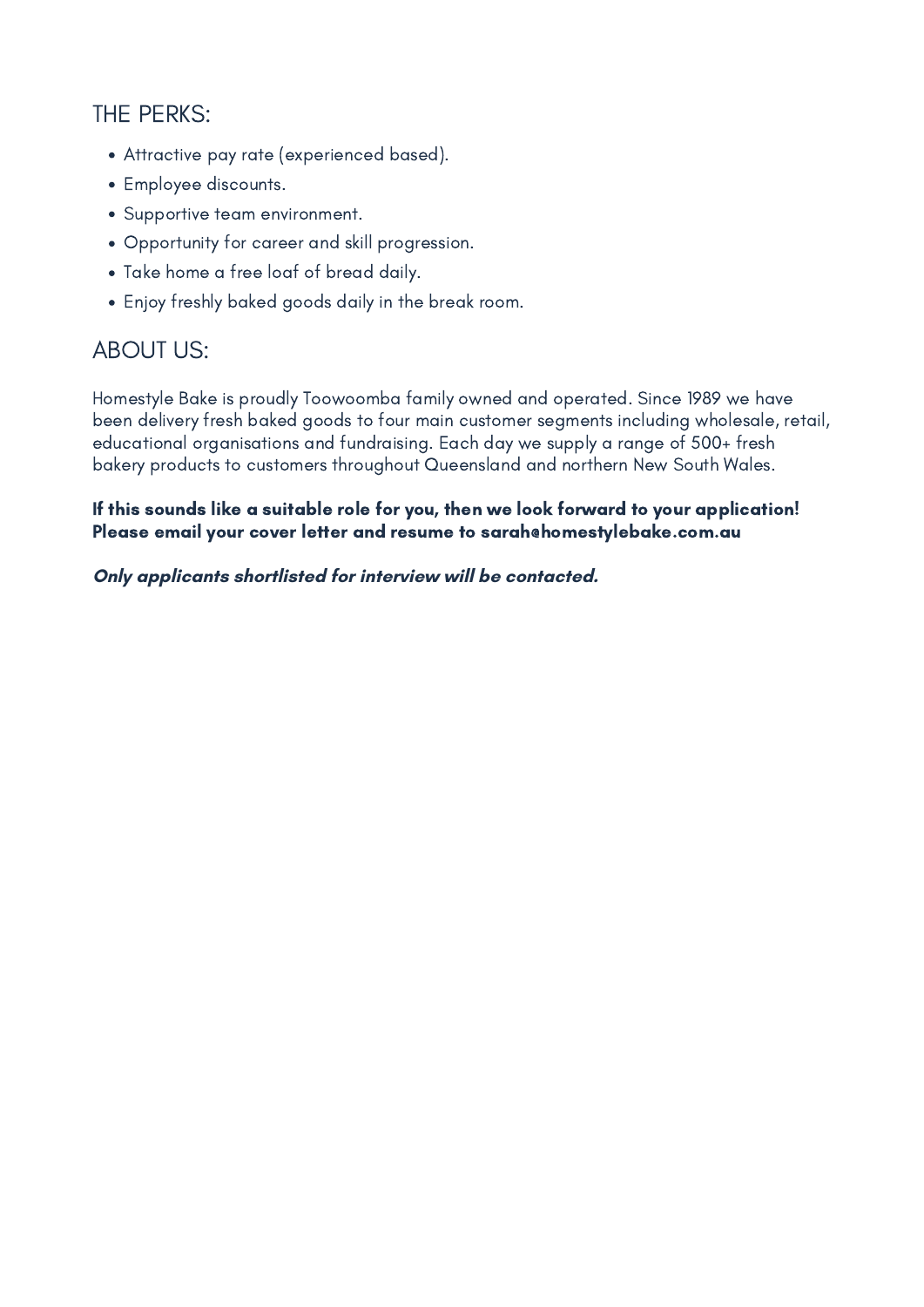## THE PERKS:

- Attractive pay rate (experienced based).
- Employee discounts.
- Supportive team environment.
- Opportunity for career and skill progression.
- Take home a free loaf of bread daily.
- Enjoy freshly baked goods daily in the break room.

## ABOUT US:

Homestyle Bake is proudly Toowoomba family owned and operated. Since 1989 we have been delivery fresh baked goods to four main customer segments including wholesale, retail, educational organisations and fundraising. Each day we supply a range of 500+ fresh bakery products to customers throughout Queensland and northern New South Wales.

**If this sounds like a suitable role for you, then we look forward to your application! Please email your cover letter and resume to sarah@homestylebake.com.au**

***Only applicants shortlisted for interview will be contacted.***